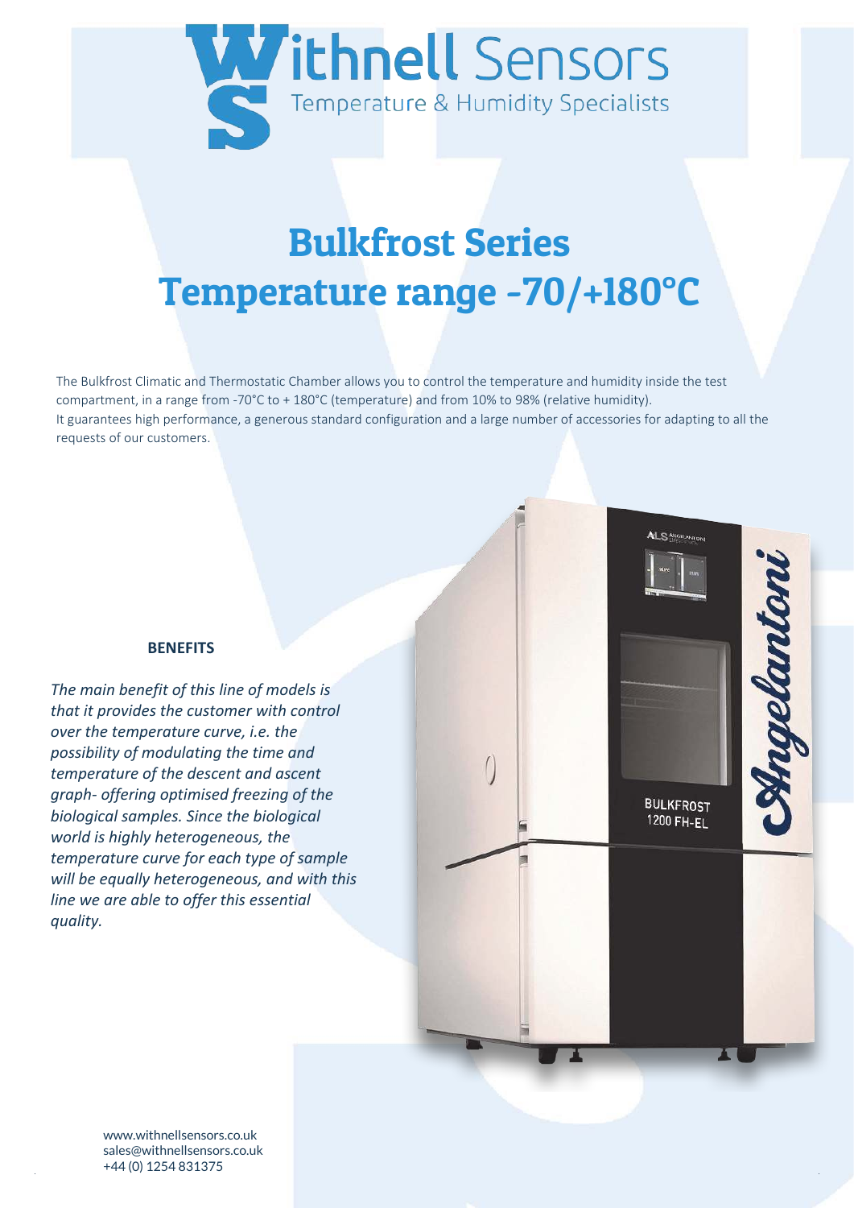# Withnell Sensors

Temperature & Humidity Specialists

# Bulkfrost Series
# Temperature range -70/+180°C

The Bulkfrost Climatic and Thermostatic Chamber allows you to control the temperature and humidity inside the test compartment, in a range from -70°C to + 180°C (temperature) and from 10% to 98% (relative humidity).
It guarantees high performance, a generous standard configuration and a large number of accessories for adapting to all the requests of our customers.

**BENEFITS**

*The main benefit of this line of models is that it provides the customer with control over the temperature curve, i.e. the possibility of modulating the time and temperature of the descent and ascent graph- offering optimised freezing of the biological samples. Since the biological world is highly heterogeneous, the temperature curve for each type of sample will be equally heterogeneous, and with this line we are able to offer this essential quality.*

www.withnellsensors.co.uk
sales@withnellsensors.co.uk
+44 (0) 1254 831375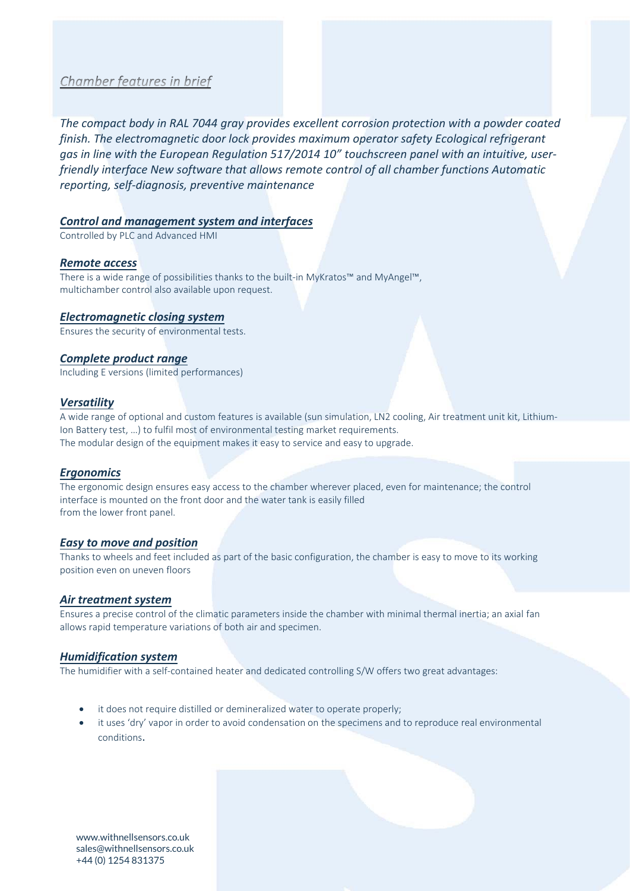## *Chamber features in brief*

*The compact body in RAL 7044 gray provides excellent corrosion protection with a powder coated finish. The electromagnetic door lock provides maximum operator safety Ecological refrigerant gas in line with the European Regulation 517/2014 10" touchscreen panel with an intuitive, user-friendly interface New software that allows remote control of all chamber functions Automatic reporting, self-diagnosis, preventive maintenance*

### ***Control and management system and interfaces***

Controlled by PLC and Advanced HMI

### ***Remote access***

There is a wide range of possibilities thanks to the built-in MyKratos™ and MyAngel™, multichamber control also available upon request.

### ***Electromagnetic closing system***

Ensures the security of environmental tests.

### ***Complete product range***

Including E versions (limited performances)

### ***Versatility***

A wide range of optional and custom features is available (sun simulation, LN2 cooling, Air treatment unit kit, Lithium-Ion Battery test, …) to fulfil most of environmental testing market requirements.
The modular design of the equipment makes it easy to service and easy to upgrade.

### ***Ergonomics***

The ergonomic design ensures easy access to the chamber wherever placed, even for maintenance; the control interface is mounted on the front door and the water tank is easily filled from the lower front panel.

### ***Easy to move and position***

Thanks to wheels and feet included as part of the basic configuration, the chamber is easy to move to its working position even on uneven floors

### ***Air treatment system***

Ensures a precise control of the climatic parameters inside the chamber with minimal thermal inertia; an axial fan allows rapid temperature variations of both air and specimen.

### ***Humidification system***

The humidifier with a self-contained heater and dedicated controlling S/W offers two great advantages:

- it does not require distilled or demineralized water to operate properly;
- it uses 'dry' vapor in order to avoid condensation on the specimens and to reproduce real environmental conditions.

www.withnellsensors.co.uk
sales@withnellsensors.co.uk
+44 (0) 1254 831375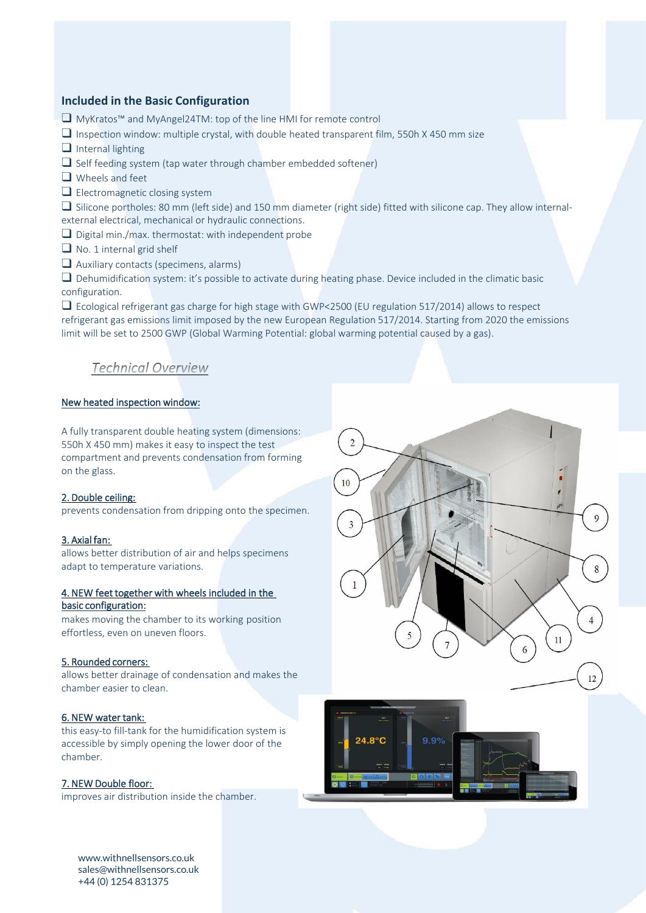## Included in the Basic Configuration

- MyKratos™ and MyAngel24TM: top of the line HMI for remote control
- Inspection window: multiple crystal, with double heated transparent film, 550h X 450 mm size
- Internal lighting
- Self feeding system (tap water through chamber embedded softener)
- Wheels and feet
- Electromagnetic closing system
- Silicone portholes: 80 mm (left side) and 150 mm diameter (right side) fitted with silicone cap. They allow internal-external electrical, mechanical or hydraulic connections.
- Digital min./max. thermostat: with independent probe
- No. 1 internal grid shelf
- Auxiliary contacts (specimens, alarms)
- Dehumidification system: it's possible to activate during heating phase. Device included in the climatic basic configuration.
- Ecological refrigerant gas charge for high stage with GWP<2500 (EU regulation 517/2014) allows to respect refrigerant gas emissions limit imposed by the new European Regulation 517/2014. Starting from 2020 the emissions limit will be set to 2500 GWP (Global Warming Potential: global warming potential caused by a gas).

## *Technical Overview*

**New heated inspection window:**

A fully transparent double heating system (dimensions: 550h X 450 mm) makes it easy to inspect the test compartment and prevents condensation from forming on the glass.

**2. Double ceiling:**
prevents condensation from dripping onto the specimen.

**3. Axial fan:**
allows better distribution of air and helps specimens adapt to temperature variations.

**4. NEW feet together with wheels included in the basic configuration:**
makes moving the chamber to its working position effortless, even on uneven floors.

**5. Rounded corners:**
allows better drainage of condensation and makes the chamber easier to clean.

**6. NEW water tank:**
this easy-to fill-tank for the humidification system is accessible by simply opening the lower door of the chamber.

**7. NEW Double floor:**
improves air distribution inside the chamber.

www.withnellsensors.co.uk
sales@withnellsensors.co.uk
+44 (0) 1254 831375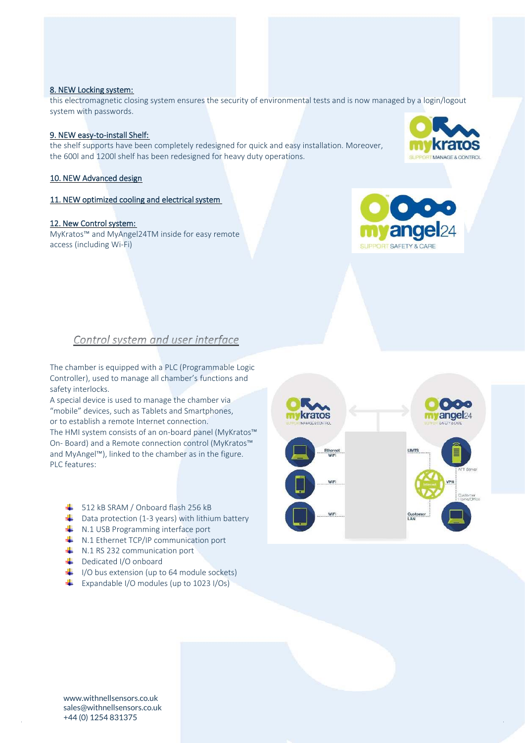**8. NEW Locking system:**
this electromagnetic closing system ensures the security of environmental tests and is now managed by a login/logout system with passwords.

**9. NEW easy-to-install Shelf:**
the shelf supports have been completely redesigned for quick and easy installation. Moreover, the 600l and 1200l shelf has been redesigned for heavy duty operations.

**10. NEW Advanced design**

**11. NEW optimized cooling and electrical system**

**12. New Control system:**
MyKratos™ and MyAngel24TM inside for easy remote access (including Wi-Fi)

## *Control system and user interface*

The chamber is equipped with a PLC (Programmable Logic Controller), used to manage all chamber's functions and safety interlocks.
A special device is used to manage the chamber via "mobile" devices, such as Tablets and Smartphones, or to establish a remote Internet connection.
The HMI system consists of an on-board panel (MyKratos™ On- Board) and a Remote connection control (MyKratos™ and MyAngel™), linked to the chamber as in the figure.
PLC features:

- 512 kB SRAM / Onboard flash 256 kB
- Data protection (1-3 years) with lithium battery
- N.1 USB Programming interface port
- N.1 Ethernet TCP/IP communication port
- N.1 RS 232 communication port
- Dedicated I/O onboard
- I/O bus extension (up to 64 module sockets)
- Expandable I/O modules (up to 1023 I/Os)

www.withnellsensors.co.uk
sales@withnellsensors.co.uk
+44 (0) 1254 831375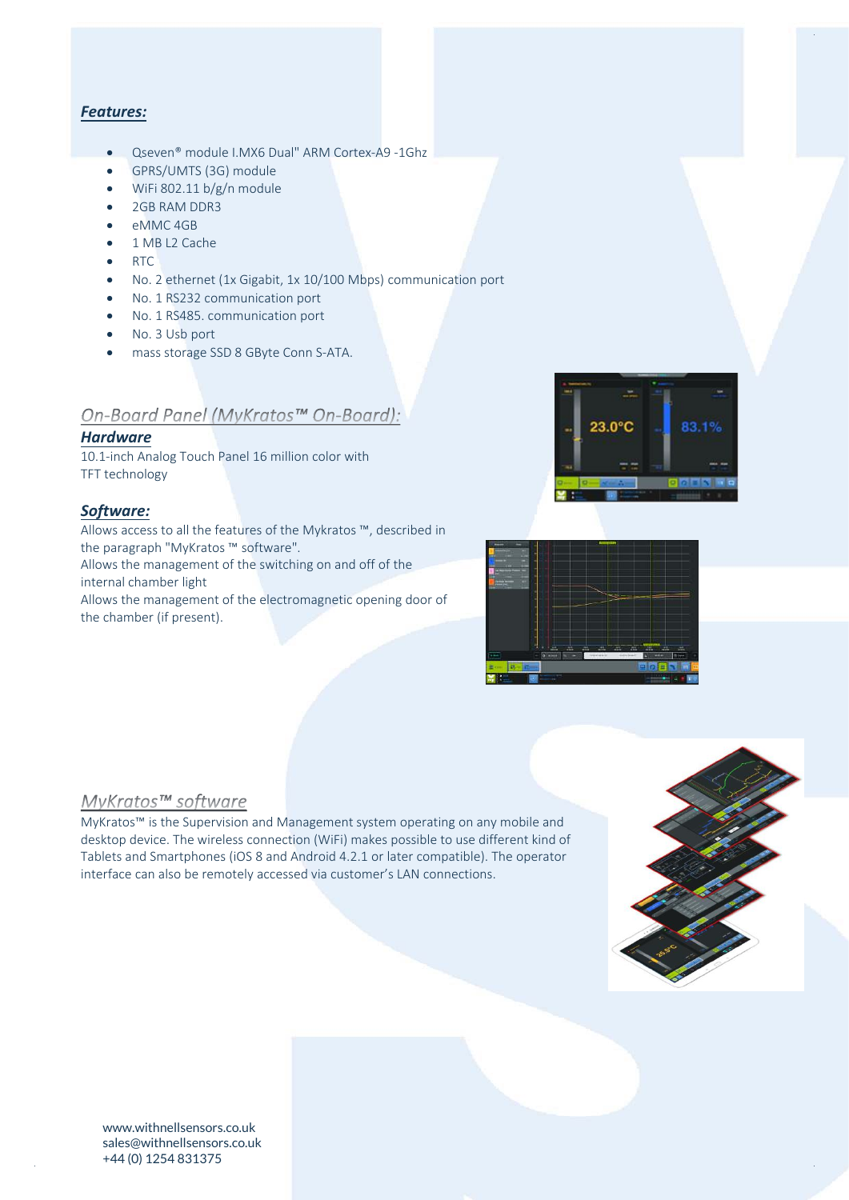## *Features:*

- Qseven® module I.MX6 Dual" ARM Cortex-A9 -1Ghz
- GPRS/UMTS (3G) module
- WiFi 802.11 b/g/n module
- 2GB RAM DDR3
- eMMC 4GB
- 1 MB L2 Cache
- RTC
- No. 2 ethernet (1x Gigabit, 1x 10/100 Mbps) communication port
- No. 1 RS232 communication port
- No. 1 RS485. communication port
- No. 3 Usb port
- mass storage SSD 8 GByte Conn S-ATA.

## *On-Board Panel (MyKratos™ On-Board):*

### *Hardware*

10.1-inch Analog Touch Panel 16 million color with TFT technology

### *Software:*

Allows access to all the features of the Mykratos ™, described in the paragraph "MyKratos ™ software".
Allows the management of the switching on and off of the internal chamber light
Allows the management of the electromagnetic opening door of the chamber (if present).

## *MyKratos™ software*

MyKratos™ is the Supervision and Management system operating on any mobile and desktop device. The wireless connection (WiFi) makes possible to use different kind of Tablets and Smartphones (iOS 8 and Android 4.2.1 or later compatible). The operator interface can also be remotely accessed via customer's LAN connections.

www.withnellsensors.co.uk
sales@withnellsensors.co.uk
+44 (0) 1254 831375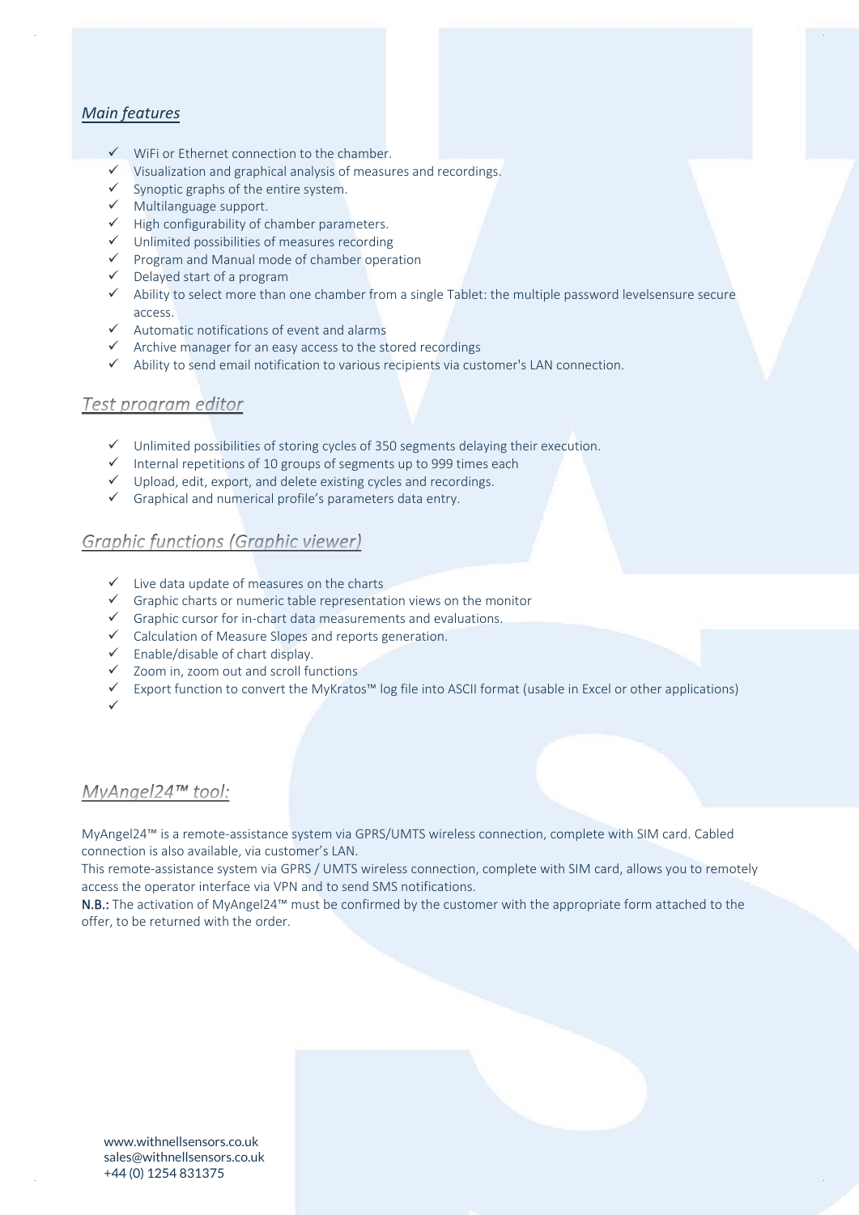## *Main features*

- ✓ WiFi or Ethernet connection to the chamber.
- ✓ Visualization and graphical analysis of measures and recordings.
- ✓ Synoptic graphs of the entire system.
- ✓ Multilanguage support.
- ✓ High configurability of chamber parameters.
- ✓ Unlimited possibilities of measures recording
- ✓ Program and Manual mode of chamber operation
- ✓ Delayed start of a program
- ✓ Ability to select more than one chamber from a single Tablet: the multiple password levelsensure secure access.
- ✓ Automatic notifications of event and alarms
- ✓ Archive manager for an easy access to the stored recordings
- ✓ Ability to send email notification to various recipients via customer's LAN connection.

## *Test program editor*

- ✓ Unlimited possibilities of storing cycles of 350 segments delaying their execution.
- ✓ Internal repetitions of 10 groups of segments up to 999 times each
- ✓ Upload, edit, export, and delete existing cycles and recordings.
- ✓ Graphical and numerical profile's parameters data entry.

## *Graphic functions (Graphic viewer)*

- ✓ Live data update of measures on the charts
- ✓ Graphic charts or numeric table representation views on the monitor
- ✓ Graphic cursor for in-chart data measurements and evaluations.
- ✓ Calculation of Measure Slopes and reports generation.
- ✓ Enable/disable of chart display.
- ✓ Zoom in, zoom out and scroll functions
- ✓ Export function to convert the MyKratos™ log file into ASCII format (usable in Excel or other applications)
- ✓

## *MyAngel24™ tool:*

MyAngel24™ is a remote-assistance system via GPRS/UMTS wireless connection, complete with SIM card. Cabled connection is also available, via customer's LAN.
This remote-assistance system via GPRS / UMTS wireless connection, complete with SIM card, allows you to remotely access the operator interface via VPN and to send SMS notifications.
**N.B.:** The activation of MyAngel24™ must be confirmed by the customer with the appropriate form attached to the offer, to be returned with the order.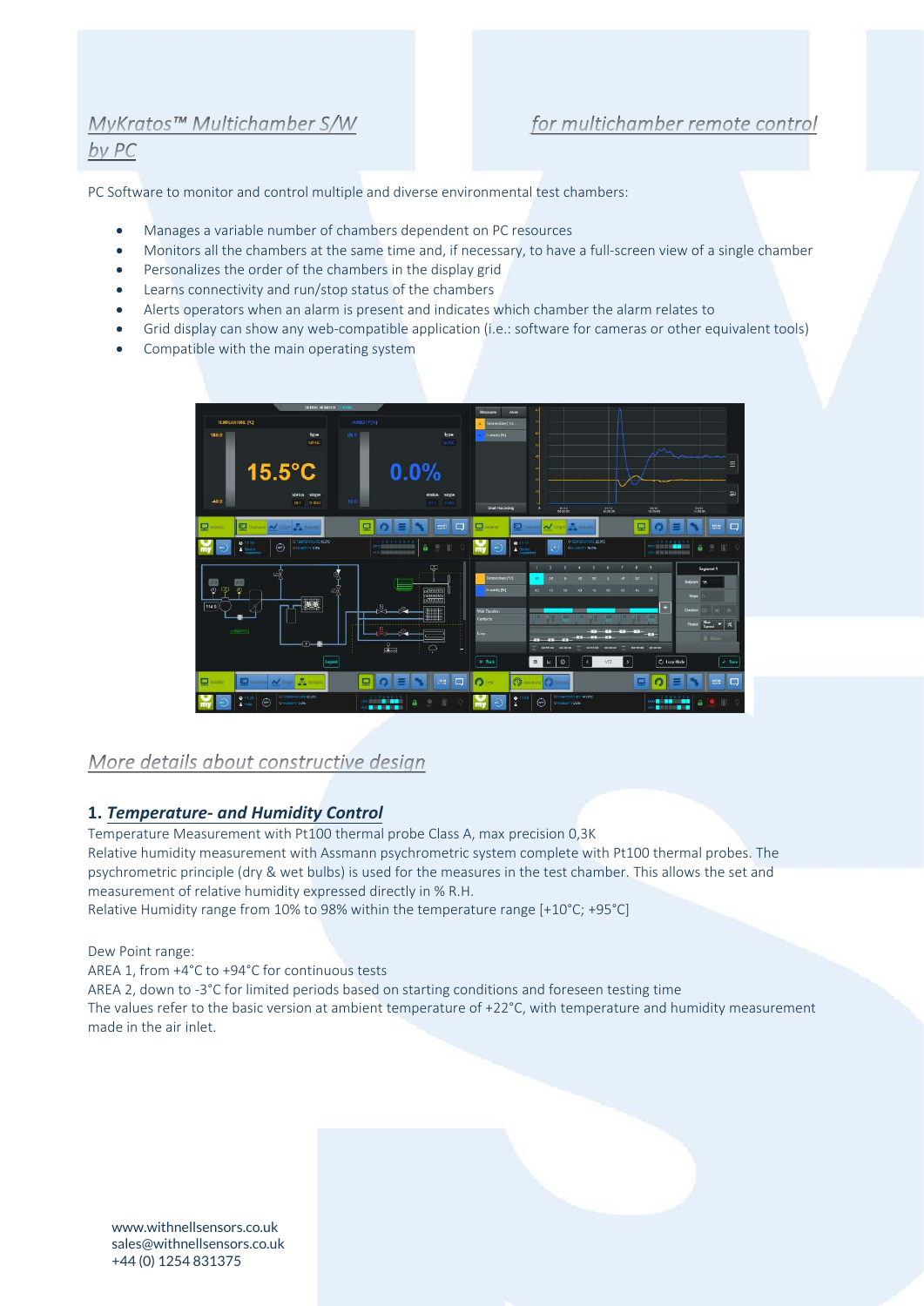## MyKratos™ Multichamber S/W by PC

## for multichamber remote control

PC Software to monitor and control multiple and diverse environmental test chambers:

- Manages a variable number of chambers dependent on PC resources
- Monitors all the chambers at the same time and, if necessary, to have a full-screen view of a single chamber
- Personalizes the order of the chambers in the display grid
- Learns connectivity and run/stop status of the chambers
- Alerts operators when an alarm is present and indicates which chamber the alarm relates to
- Grid display can show any web-compatible application (i.e.: software for cameras or other equivalent tools)
- Compatible with the main operating system

## More details about constructive design

### 1. *Temperature- and Humidity Control*

Temperature Measurement with Pt100 thermal probe Class A, max precision 0,3K
Relative humidity measurement with Assmann psychrometric system complete with Pt100 thermal probes. The psychrometric principle (dry & wet bulbs) is used for the measures in the test chamber. This allows the set and measurement of relative humidity expressed directly in % R.H.
Relative Humidity range from 10% to 98% within the temperature range [+10°C; +95°C]

Dew Point range:
AREA 1, from +4°C to +94°C for continuous tests
AREA 2, down to -3°C for limited periods based on starting conditions and foreseen testing time
The values refer to the basic version at ambient temperature of +22°C, with temperature and humidity measurement made in the air inlet.

www.withnellsensors.co.uk
sales@withnellsensors.co.uk
+44 (0) 1254 831375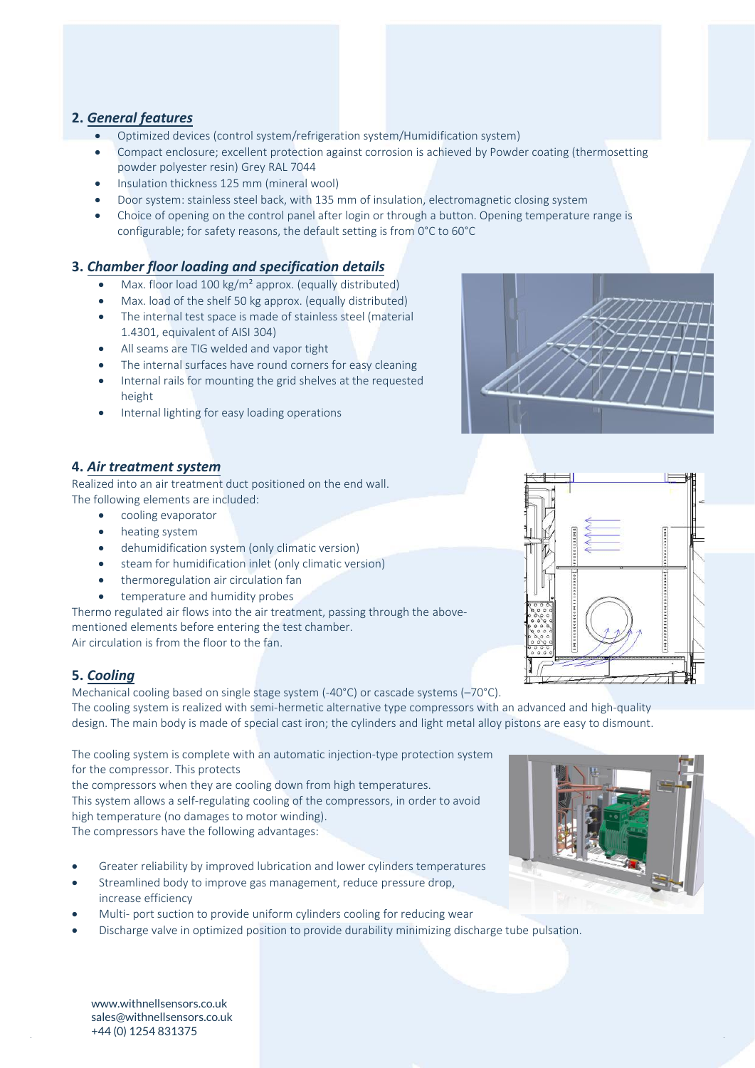## 2. ***General features***

- Optimized devices (control system/refrigeration system/Humidification system)
- Compact enclosure; excellent protection against corrosion is achieved by Powder coating (thermosetting powder polyester resin) Grey RAL 7044
- Insulation thickness 125 mm (mineral wool)
- Door system: stainless steel back, with 135 mm of insulation, electromagnetic closing system
- Choice of opening on the control panel after login or through a button. Opening temperature range is configurable; for safety reasons, the default setting is from 0°C to 60°C

## 3. ***Chamber floor loading and specification details***

- Max. floor load 100 kg/m² approx. (equally distributed)
- Max. load of the shelf 50 kg approx. (equally distributed)
- The internal test space is made of stainless steel (material 1.4301, equivalent of AISI 304)
- All seams are TIG welded and vapor tight
- The internal surfaces have round corners for easy cleaning
- Internal rails for mounting the grid shelves at the requested height
- Internal lighting for easy loading operations

## 4. ***Air treatment system***

Realized into an air treatment duct positioned on the end wall.
The following elements are included:

- cooling evaporator
- heating system
- dehumidification system (only climatic version)
- steam for humidification inlet (only climatic version)
- thermoregulation air circulation fan
- temperature and humidity probes

Thermo regulated air flows into the air treatment, passing through the above-mentioned elements before entering the test chamber.
Air circulation is from the floor to the fan.

## 5. ***Cooling***

Mechanical cooling based on single stage system (-40°C) or cascade systems (–70°C).
The cooling system is realized with semi-hermetic alternative type compressors with an advanced and high-quality design. The main body is made of special cast iron; the cylinders and light metal alloy pistons are easy to dismount.

The cooling system is complete with an automatic injection-type protection system for the compressor. This protects
the compressors when they are cooling down from high temperatures.
This system allows a self-regulating cooling of the compressors, in order to avoid high temperature (no damages to motor winding).
The compressors have the following advantages:

- Greater reliability by improved lubrication and lower cylinders temperatures
- Streamlined body to improve gas management, reduce pressure drop, increase efficiency
- Multi- port suction to provide uniform cylinders cooling for reducing wear
- Discharge valve in optimized position to provide durability minimizing discharge tube pulsation.

www.withnellsensors.co.uk
sales@withnellsensors.co.uk
+44 (0) 1254 831375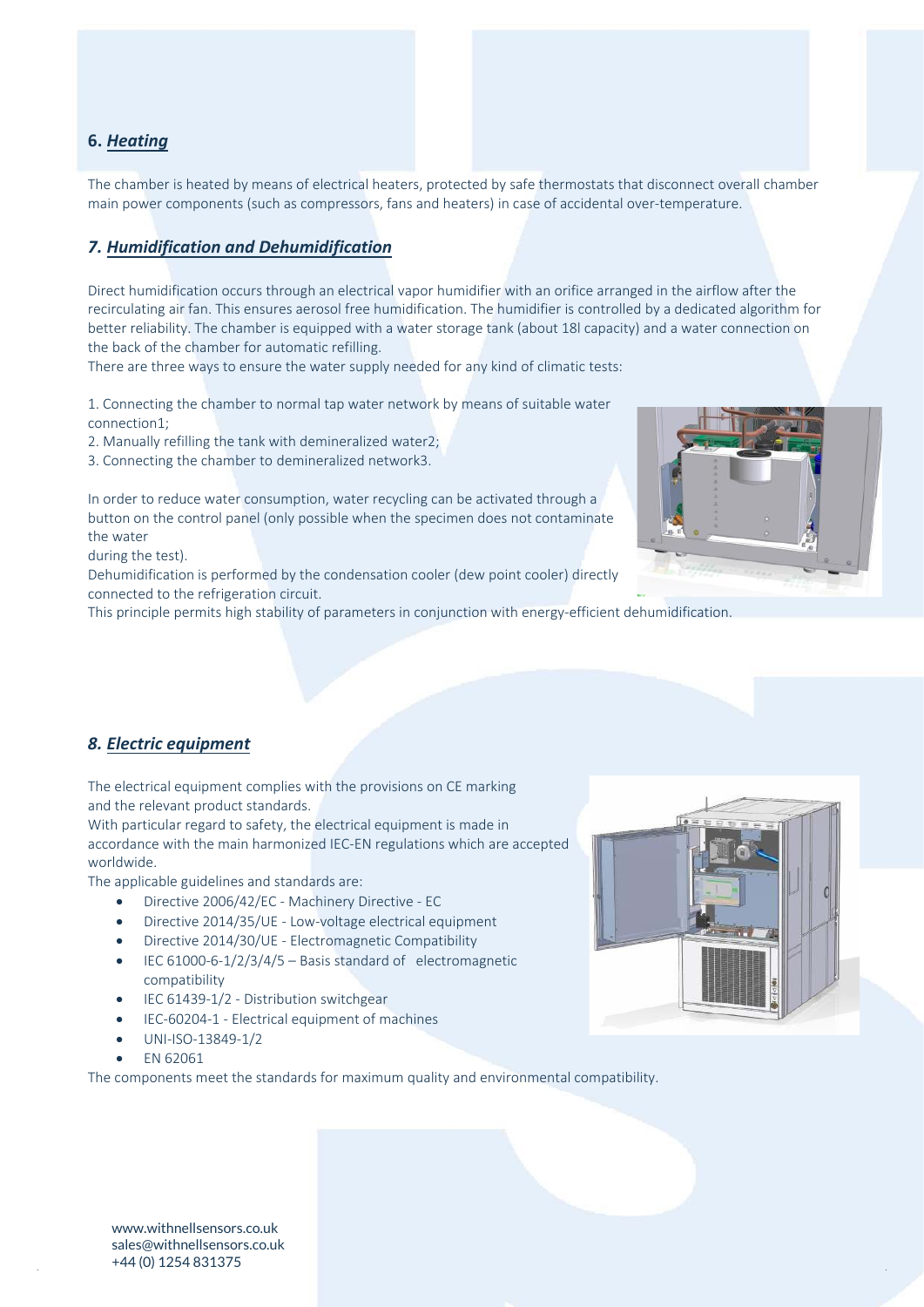## 6. Heading

The chamber is heated by means of electrical heaters, protected by safe thermostats that disconnect overall chamber main power components (such as compressors, fans and heaters) in case of accidental over-temperature.

## 7. *Humidification and Dehumidification*

Direct humidification occurs through an electrical vapor humidifier with an orifice arranged in the airflow after the recirculating air fan. This ensures aerosol free humidification. The humidifier is controlled by a dedicated algorithm for better reliability. The chamber is equipped with a water storage tank (about 18l capacity) and a water connection on the back of the chamber for automatic refilling.

There are three ways to ensure the water supply needed for any kind of climatic tests:

1. Connecting the chamber to normal tap water network by means of suitable water connection1;
2. Manually refilling the tank with demineralized water2;
3. Connecting the chamber to demineralized network3.

In order to reduce water consumption, water recycling can be activated through a button on the control panel (only possible when the specimen does not contaminate the water
during the test).

Dehumidification is performed by the condensation cooler (dew point cooler) directly connected to the refrigeration circuit.

This principle permits high stability of parameters in conjunction with energy-efficient dehumidification.

## 8. *Electric equipment*

The electrical equipment complies with the provisions on CE marking and the relevant product standards.

With particular regard to safety, the electrical equipment is made in accordance with the main harmonized IEC-EN regulations which are accepted worldwide.

The applicable guidelines and standards are:

- Directive 2006/42/EC - Machinery Directive - EC
- Directive 2014/35/UE - Low-voltage electrical equipment
- Directive 2014/30/UE - Electromagnetic Compatibility
- IEC 61000-6-1/2/3/4/5 – Basis standard of electromagnetic compatibility
- IEC 61439-1/2 - Distribution switchgear
- IEC-60204-1 - Electrical equipment of machines
- UNI-ISO-13849-1/2
- EN 62061

The components meet the standards for maximum quality and environmental compatibility.

www.withnellsensors.co.uk
sales@withnellsensors.co.uk
+44 (0) 1254 831375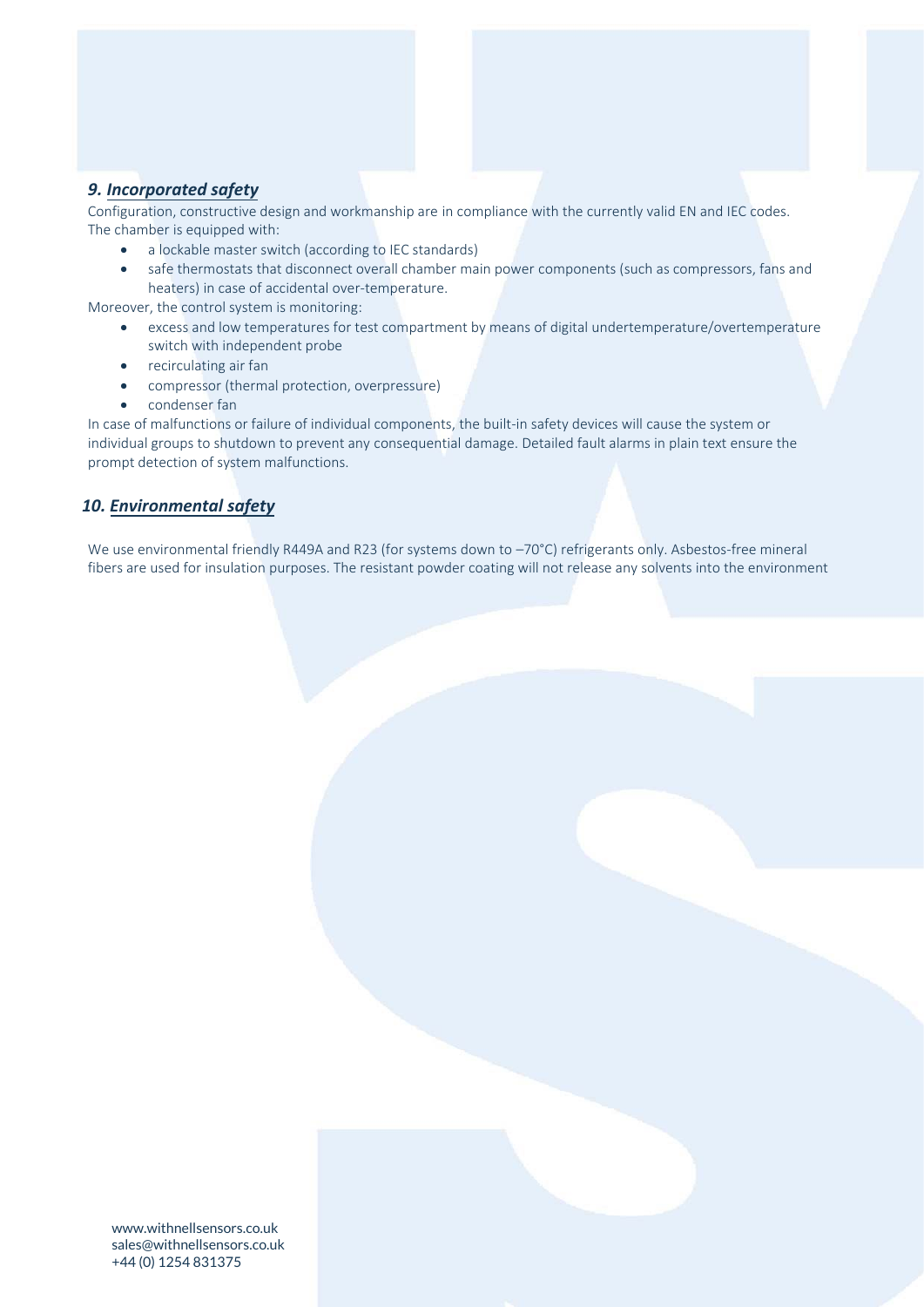## *9. Incorporated safety*

Configuration, constructive design and workmanship are in compliance with the currently valid EN and IEC codes.
The chamber is equipped with:

- a lockable master switch (according to IEC standards)
- safe thermostats that disconnect overall chamber main power components (such as compressors, fans and heaters) in case of accidental over-temperature.

Moreover, the control system is monitoring:

- excess and low temperatures for test compartment by means of digital undertemperature/overtemperature switch with independent probe
- recirculating air fan
- compressor (thermal protection, overpressure)
- condenser fan

In case of malfunctions or failure of individual components, the built-in safety devices will cause the system or individual groups to shutdown to prevent any consequential damage. Detailed fault alarms in plain text ensure the prompt detection of system malfunctions.

## *10. Environmental safety*

We use environmental friendly R449A and R23 (for systems down to –70°C) refrigerants only. Asbestos-free mineral fibers are used for insulation purposes. The resistant powder coating will not release any solvents into the environment

www.withnellsensors.co.uk
sales@withnellsensors.co.uk
+44 (0) 1254 831375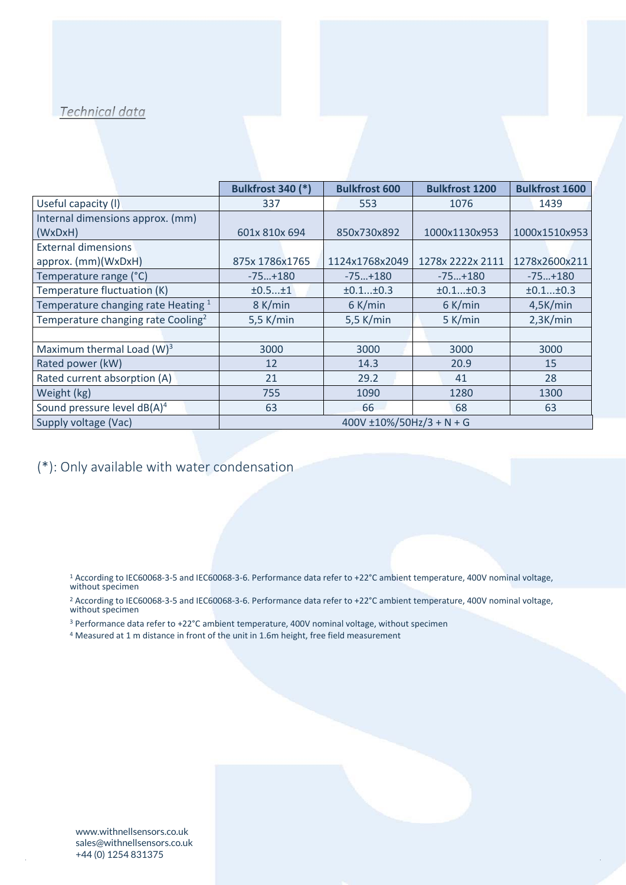*Technical data*

| | Bulkfrost 340 (*) | Bulkfrost 600 | Bulkfrost 1200 | Bulkfrost 1600 |
|---|---|---|---|---|
| Useful capacity (l) | 337 | 553 | 1076 | 1439 |
| Internal dimensions approx. (mm) (WxDxH) | 601x 810x 694 | 850x730x892 | 1000x1130x953 | 1000x1510x953 |
| External dimensions approx. (mm)(WxDxH) | 875x 1786x1765 | 1124x1768x2049 | 1278x 2222x 2111 | 1278x2600x211 |
| Temperature range (°C) | -75…+180 | -75…+180 | -75…+180 | -75…+180 |
| Temperature fluctuation (K) | ±0.5…±1 | ±0.1…±0.3 | ±0.1…±0.3 | ±0.1…±0.3 |
| Temperature changing rate Heating [1] | 8 K/min | 6 K/min | 6 K/min | 4,5K/min |
| Temperature changing rate Cooling[2] | 5,5 K/min | 5,5 K/min | 5 K/min | 2,3K/min |
| | | | | |
| Maximum thermal Load (W)[3] | 3000 | 3000 | 3000 | 3000 |
| Rated power (kW) | 12 | 14.3 | 20.9 | 15 |
| Rated current absorption (A) | 21 | 29.2 | 41 | 28 |
| Weight (kg) | 755 | 1090 | 1280 | 1300 |
| Sound pressure level dB(A)[4] | 63 | 66 | 68 | 63 |
| Supply voltage (Vac) | 400V ±10%/50Hz/3 + N + G | | | |

(*): Only available with water condensation

[1] According to IEC60068-3-5 and IEC60068-3-6. Performance data refer to +22°C ambient temperature, 400V nominal voltage, without specimen

[2] According to IEC60068-3-5 and IEC60068-3-6. Performance data refer to +22°C ambient temperature, 400V nominal voltage, without specimen

[3] Performance data refer to +22°C ambient temperature, 400V nominal voltage, without specimen

[4] Measured at 1 m distance in front of the unit in 1.6m height, free field measurement

www.withnellsensors.co.uk
sales@withnellsensors.co.uk
+44 (0) 1254 831375